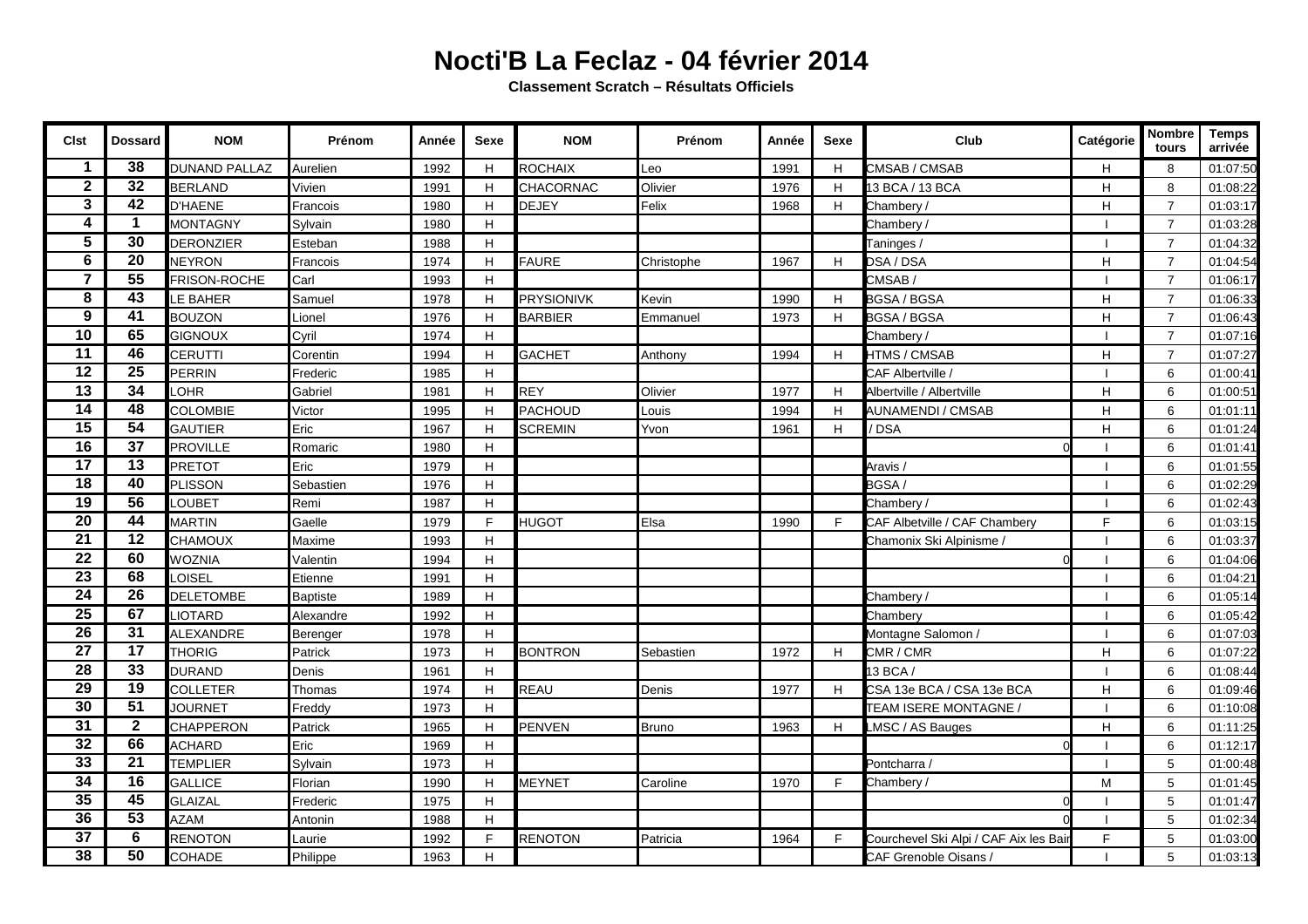# Nocti'B La Feclaz - 04 février 2014

**Classement Scratch – Résultats Officiels**

| Clst | Dossard | NOM | Prénom | Année | Sexe | NOM | Prénom | Année | Sexe | Club | Catégorie | Nombre tours | Temps arrivée |
|---|---|---|---|---|---|---|---|---|---|---|---|---|---|
| 1 | 38 | DUNAND PALLAZ | Aurelien | 1992 | H | ROCHAIX | Leo | 1991 | H | CMSAB / CMSAB | H | 8 | 01:07:50 |
| 2 | 32 | BERLAND | Vivien | 1991 | H | CHACORNAC | Olivier | 1976 | H | 13 BCA / 13 BCA | H | 8 | 01:08:22 |
| 3 | 42 | D'HAENE | Francois | 1980 | H | DEJEY | Felix | 1968 | H | Chambery / | H | 7 | 01:03:17 |
| 4 | 1 | MONTAGNY | Sylvain | 1980 | H | | | | | Chambery / | I | 7 | 01:03:28 |
| 5 | 30 | DERONZIER | Esteban | 1988 | H | | | | | Taninges / | I | 7 | 01:04:32 |
| 6 | 20 | NEYRON | Francois | 1974 | H | FAURE | Christophe | 1967 | H | DSA / DSA | H | 7 | 01:04:54 |
| 7 | 55 | FRISON-ROCHE | Carl | 1993 | H | | | | | CMSAB / | I | 7 | 01:06:17 |
| 8 | 43 | LE BAHER | Samuel | 1978 | H | PRYSIONIVK | Kevin | 1990 | H | BGSA / BGSA | H | 7 | 01:06:33 |
| 9 | 41 | BOUZON | Lionel | 1976 | H | BARBIER | Emmanuel | 1973 | H | BGSA / BGSA | H | 7 | 01:06:43 |
| 10 | 65 | GIGNOUX | Cyril | 1974 | H | | | | | Chambery / | I | 7 | 01:07:16 |
| 11 | 46 | CERUTTI | Corentin | 1994 | H | GACHET | Anthony | 1994 | H | HTMS / CMSAB | H | 7 | 01:07:27 |
| 12 | 25 | PERRIN | Frederic | 1985 | H | | | | | CAF Albertville / | I | 6 | 01:00:41 |
| 13 | 34 | LOHR | Gabriel | 1981 | H | REY | Olivier | 1977 | H | Albertville / Albertville | H | 6 | 01:00:51 |
| 14 | 48 | COLOMBIE | Victor | 1995 | H | PACHOUD | Louis | 1994 | H | AUNAMENDI / CMSAB | H | 6 | 01:01:11 |
| 15 | 54 | GAUTIER | Eric | 1967 | H | SCREMIN | Yvon | 1961 | H | / DSA | H | 6 | 01:01:24 |
| 16 | 37 | PROVILLE | Romaric | 1980 | H | | | | | 0 | I | 6 | 01:01:41 |
| 17 | 13 | PRETOT | Eric | 1979 | H | | | | | Aravis / | I | 6 | 01:01:55 |
| 18 | 40 | PLISSON | Sebastien | 1976 | H | | | | | BGSA / | I | 6 | 01:02:29 |
| 19 | 56 | LOUBET | Remi | 1987 | H | | | | | Chambery / | I | 6 | 01:02:43 |
| 20 | 44 | MARTIN | Gaelle | 1979 | F | HUGOT | Elsa | 1990 | F | CAF Albetville / CAF Chambery | F | 6 | 01:03:15 |
| 21 | 12 | CHAMOUX | Maxime | 1993 | H | | | | | Chamonix Ski Alpinisme / | I | 6 | 01:03:37 |
| 22 | 60 | WOZNIA | Valentin | 1994 | H | | | | | 0 | I | 6 | 01:04:06 |
| 23 | 68 | LOISEL | Etienne | 1991 | H | | | | | | I | 6 | 01:04:21 |
| 24 | 26 | DELETOMBE | Baptiste | 1989 | H | | | | | Chambery / | I | 6 | 01:05:14 |
| 25 | 67 | LIOTARD | Alexandre | 1992 | H | | | | | Chambery | I | 6 | 01:05:42 |
| 26 | 31 | ALEXANDRE | Berenger | 1978 | H | | | | | Montagne Salomon / | I | 6 | 01:07:03 |
| 27 | 17 | THORIG | Patrick | 1973 | H | BONTRON | Sebastien | 1972 | H | CMR / CMR | H | 6 | 01:07:22 |
| 28 | 33 | DURAND | Denis | 1961 | H | | | | | 13 BCA / | I | 6 | 01:08:44 |
| 29 | 19 | COLLETER | Thomas | 1974 | H | REAU | Denis | 1977 | H | CSA 13e BCA / CSA 13e BCA | H | 6 | 01:09:46 |
| 30 | 51 | JOURNET | Freddy | 1973 | H | | | | | TEAM ISERE MONTAGNE / | I | 6 | 01:10:08 |
| 31 | 2 | CHAPPERON | Patrick | 1965 | H | PENVEN | Bruno | 1963 | H | LMSC / AS Bauges | H | 6 | 01:11:25 |
| 32 | 66 | ACHARD | Eric | 1969 | H | | | | | 0 | I | 6 | 01:12:17 |
| 33 | 21 | TEMPLIER | Sylvain | 1973 | H | | | | | Pontcharra / | I | 5 | 01:00:48 |
| 34 | 16 | GALLICE | Florian | 1990 | H | MEYNET | Caroline | 1970 | F | Chambery / | M | 5 | 01:01:45 |
| 35 | 45 | GLAIZAL | Frederic | 1975 | H | | | | | 0 | I | 5 | 01:01:47 |
| 36 | 53 | AZAM | Antonin | 1988 | H | | | | | 0 | I | 5 | 01:02:34 |
| 37 | 6 | RENOTON | Laurie | 1992 | F | RENOTON | Patricia | 1964 | F | Courchevel Ski Alpi / CAF Aix les Bair | F | 5 | 01:03:00 |
| 38 | 50 | COHADE | Philippe | 1963 | H | | | | | CAF Grenoble Oisans / | I | 5 | 01:03:13 |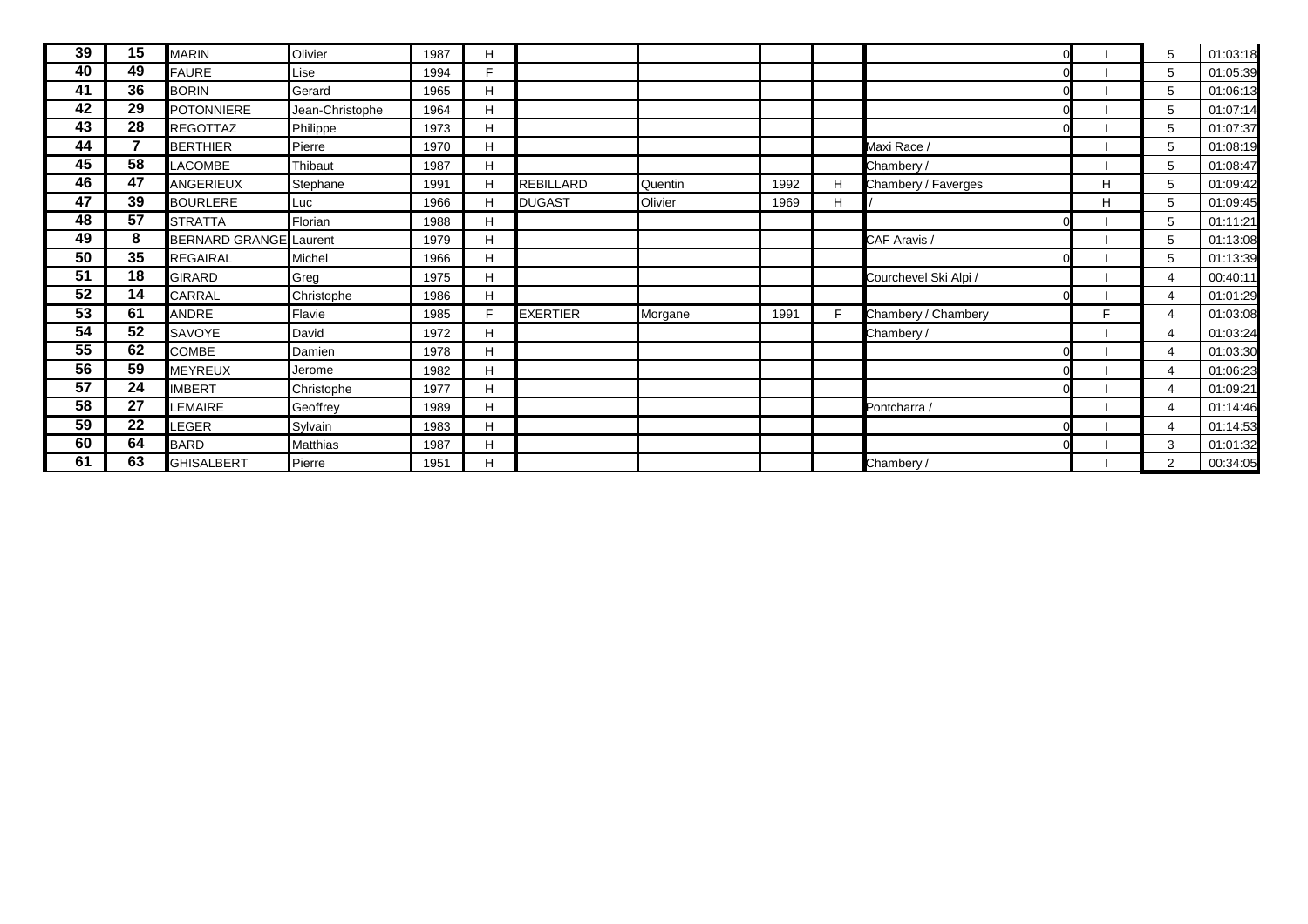| | | | | | | | | | | | | | | |
|---|---|---|---|---|---|---|---|---|---|---|---|---|---|---|
| 39 | 15 | MARIN | Olivier | 1987 | H | | | | | | 0 | I | 5 | 01:03:18 |
| 40 | 49 | FAURE | Lise | 1994 | F | | | | | | 0 | I | 5 | 01:05:39 |
| 41 | 36 | BORIN | Gerard | 1965 | H | | | | | | 0 | I | 5 | 01:06:13 |
| 42 | 29 | POTONNIERE | Jean-Christophe | 1964 | H | | | | | | 0 | I | 5 | 01:07:14 |
| 43 | 28 | REGOTTAZ | Philippe | 1973 | H | | | | | | 0 | I | 5 | 01:07:37 |
| 44 | 7 | BERTHIER | Pierre | 1970 | H | | | | | Maxi Race / | | I | 5 | 01:08:19 |
| 45 | 58 | LACOMBE | Thibaut | 1987 | H | | | | | Chambery / | | I | 5 | 01:08:47 |
| 46 | 47 | ANGERIEUX | Stephane | 1991 | H | REBILLARD | Quentin | 1992 | H | Chambery / Faverges | | H | 5 | 01:09:42 |
| 47 | 39 | BOURLERE | Luc | 1966 | H | DUGAST | Olivier | 1969 | H | / | | H | 5 | 01:09:45 |
| 48 | 57 | STRATTA | Florian | 1988 | H | | | | | | 0 | I | 5 | 01:11:21 |
| 49 | 8 | BERNARD GRANGE | Laurent | 1979 | H | | | | | CAF Aravis / | | I | 5 | 01:13:08 |
| 50 | 35 | REGAIRAL | Michel | 1966 | H | | | | | | 0 | I | 5 | 01:13:39 |
| 51 | 18 | GIRARD | Greg | 1975 | H | | | | | Courchevel Ski Alpi / | | I | 4 | 00:40:11 |
| 52 | 14 | CARRAL | Christophe | 1986 | H | | | | | | 0 | I | 4 | 01:01:29 |
| 53 | 61 | ANDRE | Flavie | 1985 | F | EXERTIER | Morgane | 1991 | F | Chambery / Chambery | | F | 4 | 01:03:08 |
| 54 | 52 | SAVOYE | David | 1972 | H | | | | | Chambery / | | I | 4 | 01:03:24 |
| 55 | 62 | COMBE | Damien | 1978 | H | | | | | | 0 | I | 4 | 01:03:30 |
| 56 | 59 | MEYREUX | Jerome | 1982 | H | | | | | | 0 | I | 4 | 01:06:23 |
| 57 | 24 | IMBERT | Christophe | 1977 | H | | | | | | 0 | I | 4 | 01:09:21 |
| 58 | 27 | LEMAIRE | Geoffrey | 1989 | H | | | | | Pontcharra / | | I | 4 | 01:14:46 |
| 59 | 22 | LEGER | Sylvain | 1983 | H | | | | | | 0 | I | 4 | 01:14:53 |
| 60 | 64 | BARD | Matthias | 1987 | H | | | | | | 0 | I | 3 | 01:01:32 |
| 61 | 63 | GHISALBERT | Pierre | 1951 | H | | | | | Chambery / | | I | 2 | 00:34:05 |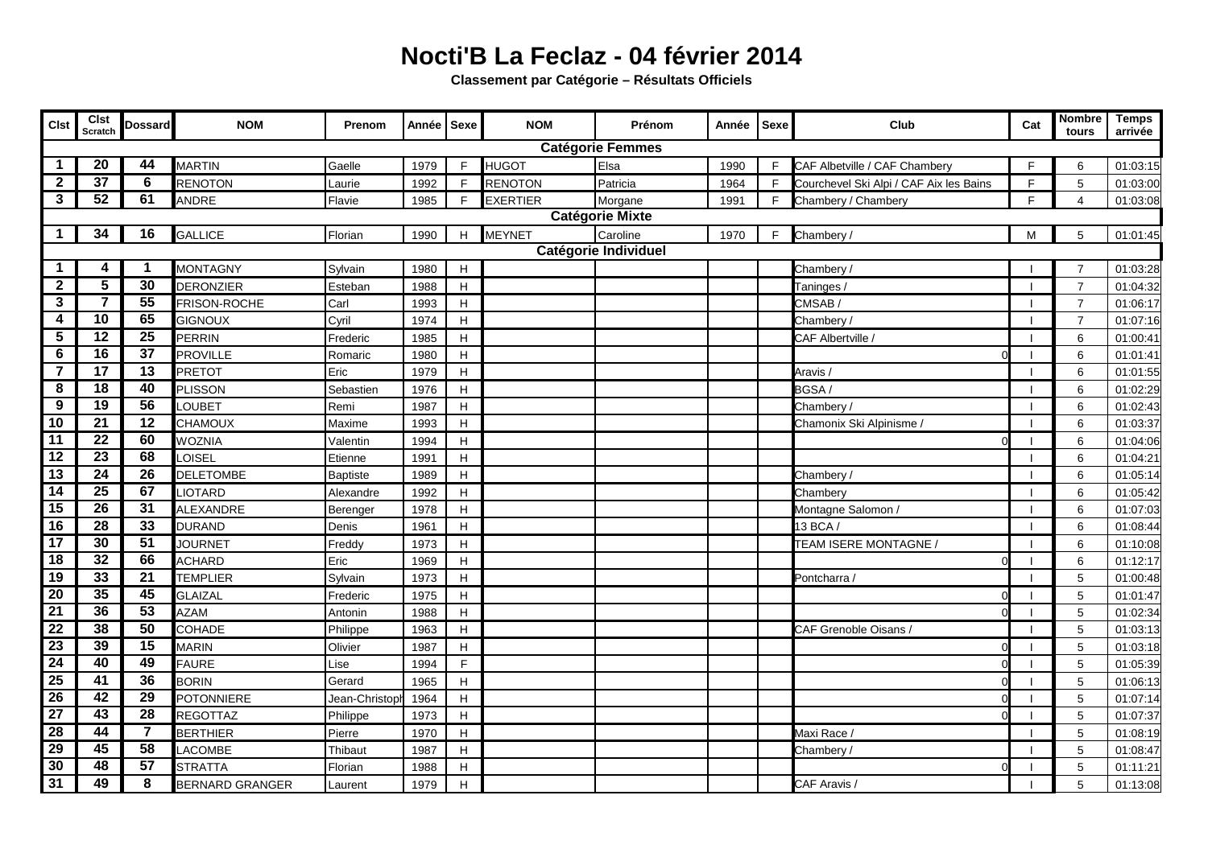# Nocti'B La Feclaz - 04 février 2014

**Classement par Catégorie – Résultats Officiels**

| Clst | Clst Scratch | Dossard | NOM | Prenom | Année | Sexe | NOM | Prénom | Année | Sexe | Club | Cat | Nombre tours | Temps arrivée |
|---|---|---|---|---|---|---|---|---|---|---|---|---|---|---|
| **Catégorie Femmes** | | | | | | | | | | | | | | |
| 1 | 20 | 44 | MARTIN | Gaelle | 1979 | F | HUGOT | Elsa | 1990 | F | CAF Albetville / CAF Chambery | F | 6 | 01:03:15 |
| 2 | 37 | 6 | RENOTON | Laurie | 1992 | F | RENOTON | Patricia | 1964 | F | Courchevel Ski Alpi / CAF Aix les Bains | F | 5 | 01:03:00 |
| 3 | 52 | 61 | ANDRE | Flavie | 1985 | F | EXERTIER | Morgane | 1991 | F | Chambery / Chambery | F | 4 | 01:03:08 |
| **Catégorie Mixte** | | | | | | | | | | | | | | |
| 1 | 34 | 16 | GALLICE | Florian | 1990 | H | MEYNET | Caroline | 1970 | F | Chambery / | M | 5 | 01:01:45 |
| **Catégorie Individuel** | | | | | | | | | | | | | | |
| 1 | 4 | 1 | MONTAGNY | Sylvain | 1980 | H | | | | | Chambery / | I | 7 | 01:03:28 |
| 2 | 5 | 30 | DERONZIER | Esteban | 1988 | H | | | | | Taninges / | I | 7 | 01:04:32 |
| 3 | 7 | 55 | FRISON-ROCHE | Carl | 1993 | H | | | | | CMSAB / | I | 7 | 01:06:17 |
| 4 | 10 | 65 | GIGNOUX | Cyril | 1974 | H | | | | | Chambery / | I | 7 | 01:07:16 |
| 5 | 12 | 25 | PERRIN | Frederic | 1985 | H | | | | | CAF Albertville / | I | 6 | 01:00:41 |
| 6 | 16 | 37 | PROVILLE | Romaric | 1980 | H | | | | | 0 | I | 6 | 01:01:41 |
| 7 | 17 | 13 | PRETOT | Eric | 1979 | H | | | | | Aravis / | I | 6 | 01:01:55 |
| 8 | 18 | 40 | PLISSON | Sebastien | 1976 | H | | | | | BGSA / | I | 6 | 01:02:29 |
| 9 | 19 | 56 | LOUBET | Remi | 1987 | H | | | | | Chambery / | I | 6 | 01:02:43 |
| 10 | 21 | 12 | CHAMOUX | Maxime | 1993 | H | | | | | Chamonix Ski Alpinisme / | I | 6 | 01:03:37 |
| 11 | 22 | 60 | WOZNIA | Valentin | 1994 | H | | | | | 0 | I | 6 | 01:04:06 |
| 12 | 23 | 68 | LOISEL | Etienne | 1991 | H | | | | | | I | 6 | 01:04:21 |
| 13 | 24 | 26 | DELETOMBE | Baptiste | 1989 | H | | | | | Chambery / | I | 6 | 01:05:14 |
| 14 | 25 | 67 | LIOTARD | Alexandre | 1992 | H | | | | | Chambery | I | 6 | 01:05:42 |
| 15 | 26 | 31 | ALEXANDRE | Berenger | 1978 | H | | | | | Montagne Salomon / | I | 6 | 01:07:03 |
| 16 | 28 | 33 | DURAND | Denis | 1961 | H | | | | | 13 BCA / | I | 6 | 01:08:44 |
| 17 | 30 | 51 | JOURNET | Freddy | 1973 | H | | | | | TEAM ISERE MONTAGNE / | I | 6 | 01:10:08 |
| 18 | 32 | 66 | ACHARD | Eric | 1969 | H | | | | | 0 | I | 6 | 01:12:17 |
| 19 | 33 | 21 | TEMPLIER | Sylvain | 1973 | H | | | | | Pontcharra / | I | 5 | 01:00:48 |
| 20 | 35 | 45 | GLAIZAL | Frederic | 1975 | H | | | | | 0 | I | 5 | 01:01:47 |
| 21 | 36 | 53 | AZAM | Antonin | 1988 | H | | | | | 0 | I | 5 | 01:02:34 |
| 22 | 38 | 50 | COHADE | Philippe | 1963 | H | | | | | CAF Grenoble Oisans / | I | 5 | 01:03:13 |
| 23 | 39 | 15 | MARIN | Olivier | 1987 | H | | | | | 0 | I | 5 | 01:03:18 |
| 24 | 40 | 49 | FAURE | Lise | 1994 | F | | | | | 0 | I | 5 | 01:05:39 |
| 25 | 41 | 36 | BORIN | Gerard | 1965 | H | | | | | 0 | I | 5 | 01:06:13 |
| 26 | 42 | 29 | POTONNIERE | Jean-Christoph | 1964 | H | | | | | 0 | I | 5 | 01:07:14 |
| 27 | 43 | 28 | REGOTTAZ | Philippe | 1973 | H | | | | | 0 | I | 5 | 01:07:37 |
| 28 | 44 | 7 | BERTHIER | Pierre | 1970 | H | | | | | Maxi Race / | I | 5 | 01:08:19 |
| 29 | 45 | 58 | LACOMBE | Thibaut | 1987 | H | | | | | Chambery / | I | 5 | 01:08:47 |
| 30 | 48 | 57 | STRATTA | Florian | 1988 | H | | | | | 0 | I | 5 | 01:11:21 |
| 31 | 49 | 8 | BERNARD GRANGER | Laurent | 1979 | H | | | | | CAF Aravis / | I | 5 | 01:13:08 |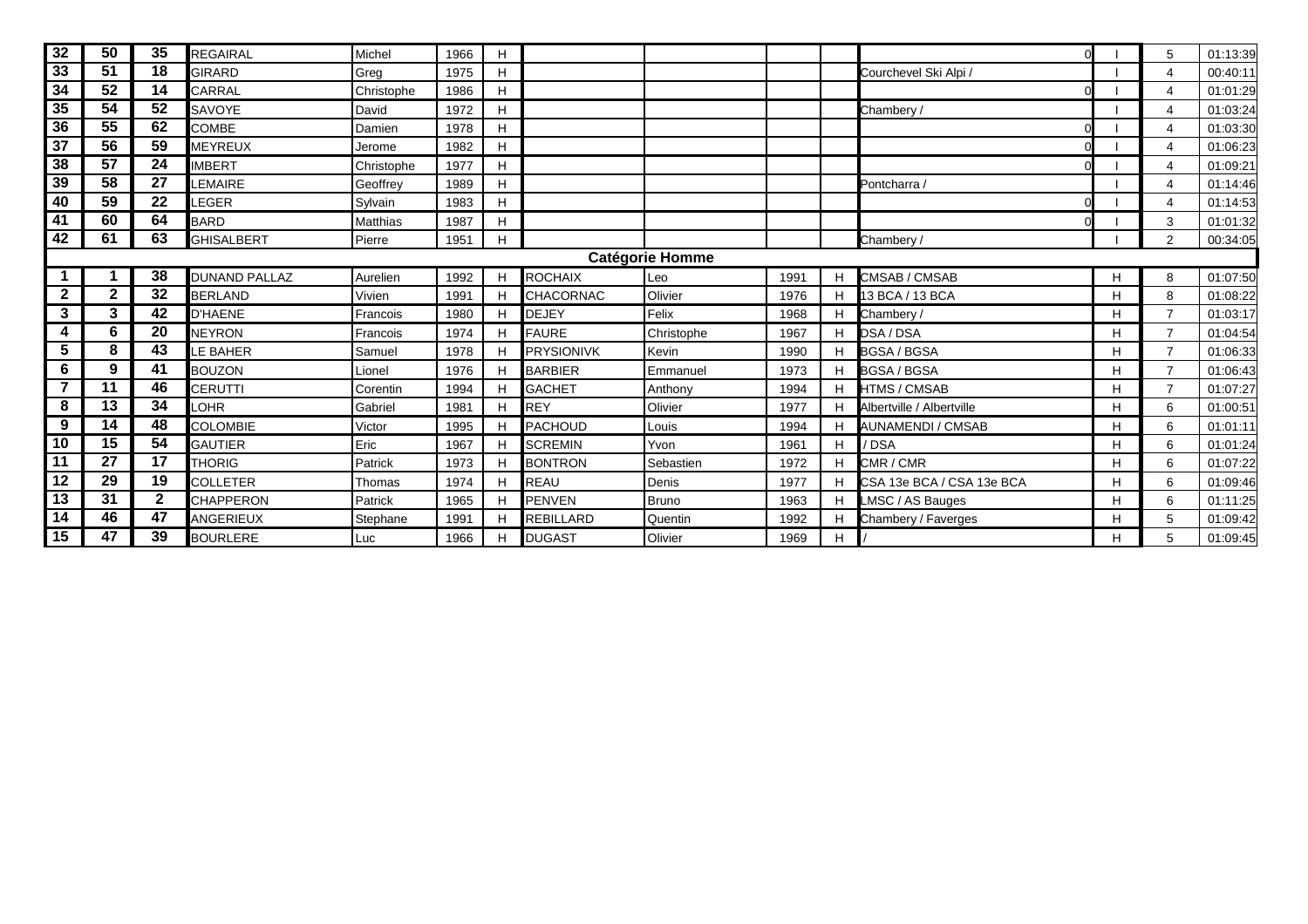| | | | | | | | | | | | | | | |
|---|---|---|---|---|---|---|---|---|---|---|---|---|---|---|
| 32 | 50 | 35 | REGAIRAL | Michel | 1966 | H | | | | | 0 | I | 5 | 01:13:39 |
| 33 | 51 | 18 | GIRARD | Greg | 1975 | H | | | | | Courchevel Ski Alpi / | I | 4 | 00:40:11 |
| 34 | 52 | 14 | CARRAL | Christophe | 1986 | H | | | | | 0 | I | 4 | 01:01:29 |
| 35 | 54 | 52 | SAVOYE | David | 1972 | H | | | | | Chambery / | I | 4 | 01:03:24 |
| 36 | 55 | 62 | COMBE | Damien | 1978 | H | | | | | 0 | I | 4 | 01:03:30 |
| 37 | 56 | 59 | MEYREUX | Jerome | 1982 | H | | | | | 0 | I | 4 | 01:06:23 |
| 38 | 57 | 24 | IMBERT | Christophe | 1977 | H | | | | | 0 | I | 4 | 01:09:21 |
| 39 | 58 | 27 | LEMAIRE | Geoffrey | 1989 | H | | | | | Pontcharra / | I | 4 | 01:14:46 |
| 40 | 59 | 22 | LEGER | Sylvain | 1983 | H | | | | | 0 | I | 4 | 01:14:53 |
| 41 | 60 | 64 | BARD | Matthias | 1987 | H | | | | | 0 | I | 3 | 01:01:32 |
| 42 | 61 | 63 | GHISALBERT | Pierre | 1951 | H | | | | | Chambery / | I | 2 | 00:34:05 |
| | | | | | | | | **Catégorie Homme** | | | | | | |
| 1 | 1 | 38 | DUNAND PALLAZ | Aurelien | 1992 | H | ROCHAIX | Leo | 1991 | H | CMSAB / CMSAB | H | 8 | 01:07:50 |
| 2 | 2 | 32 | BERLAND | Vivien | 1991 | H | CHACORNAC | Olivier | 1976 | H | 13 BCA / 13 BCA | H | 8 | 01:08:22 |
| 3 | 3 | 42 | D'HAENE | Francois | 1980 | H | DEJEY | Felix | 1968 | H | Chambery / | H | 7 | 01:03:17 |
| 4 | 6 | 20 | NEYRON | Francois | 1974 | H | FAURE | Christophe | 1967 | H | DSA / DSA | H | 7 | 01:04:54 |
| 5 | 8 | 43 | LE BAHER | Samuel | 1978 | H | PRYSIONIVK | Kevin | 1990 | H | BGSA / BGSA | H | 7 | 01:06:33 |
| 6 | 9 | 41 | BOUZON | Lionel | 1976 | H | BARBIER | Emmanuel | 1973 | H | BGSA / BGSA | H | 7 | 01:06:43 |
| 7 | 11 | 46 | CERUTTI | Corentin | 1994 | H | GACHET | Anthony | 1994 | H | HTMS / CMSAB | H | 7 | 01:07:27 |
| 8 | 13 | 34 | LOHR | Gabriel | 1981 | H | REY | Olivier | 1977 | H | Albertville / Albertville | H | 6 | 01:00:51 |
| 9 | 14 | 48 | COLOMBIE | Victor | 1995 | H | PACHOUD | Louis | 1994 | H | AUNAMENDI / CMSAB | H | 6 | 01:01:11 |
| 10 | 15 | 54 | GAUTIER | Eric | 1967 | H | SCREMIN | Yvon | 1961 | H | / DSA | H | 6 | 01:01:24 |
| 11 | 27 | 17 | THORIG | Patrick | 1973 | H | BONTRON | Sebastien | 1972 | H | CMR / CMR | H | 6 | 01:07:22 |
| 12 | 29 | 19 | COLLETER | Thomas | 1974 | H | REAU | Denis | 1977 | H | CSA 13e BCA / CSA 13e BCA | H | 6 | 01:09:46 |
| 13 | 31 | 2 | CHAPPERON | Patrick | 1965 | H | PENVEN | Bruno | 1963 | H | LMSC / AS Bauges | H | 6 | 01:11:25 |
| 14 | 46 | 47 | ANGERIEUX | Stephane | 1991 | H | REBILLARD | Quentin | 1992 | H | Chambery / Faverges | H | 5 | 01:09:42 |
| 15 | 47 | 39 | BOURLERE | Luc | 1966 | H | DUGAST | Olivier | 1969 | H | / | H | 5 | 01:09:45 |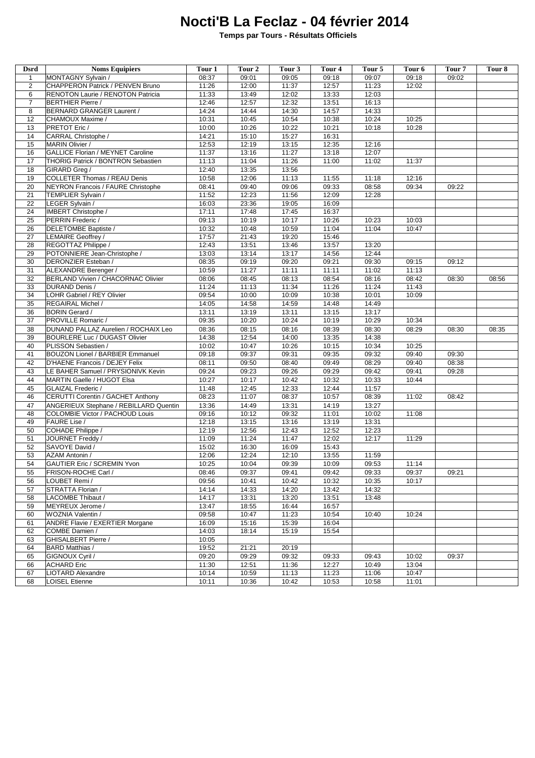# Nocti'B La Feclaz - 04 février 2014

**Temps par Tours - Résultats Officiels**

| Dsrd | Noms Equipiers | Tour 1 | Tour 2 | Tour 3 | Tour 4 | Tour 5 | Tour 6 | Tour 7 | Tour 8 |
|---|---|---|---|---|---|---|---|---|---|
| 1 | MONTAGNY Sylvain / | 08:37 | 09:01 | 09:05 | 09:18 | 09:07 | 09:18 | 09:02 | |
| 2 | CHAPPERON Patrick / PENVEN Bruno | 11:26 | 12:00 | 11:37 | 12:57 | 11:23 | 12:02 | | |
| 6 | RENOTON Laurie / RENOTON Patricia | 11:33 | 13:49 | 12:02 | 13:33 | 12:03 | | | |
| 7 | BERTHIER Pierre / | 12:46 | 12:57 | 12:32 | 13:51 | 16:13 | | | |
| 8 | BERNARD GRANGER Laurent / | 14:24 | 14:44 | 14:30 | 14:57 | 14:33 | | | |
| 12 | CHAMOUX Maxime / | 10:31 | 10:45 | 10:54 | 10:38 | 10:24 | 10:25 | | |
| 13 | PRETOT Eric / | 10:00 | 10:26 | 10:22 | 10:21 | 10:18 | 10:28 | | |
| 14 | CARRAL Christophe / | 14:21 | 15:10 | 15:27 | 16:31 | | | | |
| 15 | MARIN Olivier / | 12:53 | 12:19 | 13:15 | 12:35 | 12:16 | | | |
| 16 | GALLICE Florian / MEYNET Caroline | 11:37 | 13:16 | 11:27 | 13:18 | 12:07 | | | |
| 17 | THORIG Patrick / BONTRON Sebastien | 11:13 | 11:04 | 11:26 | 11:00 | 11:02 | 11:37 | | |
| 18 | GIRARD Greg / | 12:40 | 13:35 | 13:56 | | | | | |
| 19 | COLLETER Thomas / REAU Denis | 10:58 | 12:06 | 11:13 | 11:55 | 11:18 | 12:16 | | |
| 20 | NEYRON Francois / FAURE Christophe | 08:41 | 09:40 | 09:06 | 09:33 | 08:58 | 09:34 | 09:22 | |
| 21 | TEMPLIER Sylvain / | 11:52 | 12:23 | 11:56 | 12:09 | 12:28 | | | |
| 22 | LEGER Sylvain / | 16:03 | 23:36 | 19:05 | 16:09 | | | | |
| 24 | IMBERT Christophe / | 17:11 | 17:48 | 17:45 | 16:37 | | | | |
| 25 | PERRIN Frederic / | 09:13 | 10:19 | 10:17 | 10:26 | 10:23 | 10:03 | | |
| 26 | DELETOMBE Baptiste / | 10:32 | 10:48 | 10:59 | 11:04 | 11:04 | 10:47 | | |
| 27 | LEMAIRE Geoffrey / | 17:57 | 21:43 | 19:20 | 15:46 | | | | |
| 28 | REGOTTAZ Philippe / | 12:43 | 13:51 | 13:46 | 13:57 | 13:20 | | | |
| 29 | POTONNIERE Jean-Christophe / | 13:03 | 13:14 | 13:17 | 14:56 | 12:44 | | | |
| 30 | DERONZIER Esteban / | 08:35 | 09:19 | 09:20 | 09:21 | 09:30 | 09:15 | 09:12 | |
| 31 | ALEXANDRE Berenger / | 10:59 | 11:27 | 11:11 | 11:11 | 11:02 | 11:13 | | |
| 32 | BERLAND Vivien / CHACORNAC Olivier | 08:06 | 08:45 | 08:13 | 08:54 | 08:16 | 08:42 | 08:30 | 08:56 |
| 33 | DURAND Denis / | 11:24 | 11:13 | 11:34 | 11:26 | 11:24 | 11:43 | | |
| 34 | LOHR Gabriel / REY Olivier | 09:54 | 10:00 | 10:09 | 10:38 | 10:01 | 10:09 | | |
| 35 | REGAIRAL Michel / | 14:05 | 14:58 | 14:59 | 14:48 | 14:49 | | | |
| 36 | BORIN Gerard / | 13:11 | 13:19 | 13:11 | 13:15 | 13:17 | | | |
| 37 | PROVILLE Romaric / | 09:35 | 10:20 | 10:24 | 10:19 | 10:29 | 10:34 | | |
| 38 | DUNAND PALLAZ Aurelien / ROCHAIX Leo | 08:36 | 08:15 | 08:16 | 08:39 | 08:30 | 08:29 | 08:30 | 08:35 |
| 39 | BOURLERE Luc / DUGAST Olivier | 14:38 | 12:54 | 14:00 | 13:35 | 14:38 | | | |
| 40 | PLISSON Sebastien / | 10:02 | 10:47 | 10:26 | 10:15 | 10:34 | 10:25 | | |
| 41 | BOUZON Lionel / BARBIER Emmanuel | 09:18 | 09:37 | 09:31 | 09:35 | 09:32 | 09:40 | 09:30 | |
| 42 | D'HAENE Francois / DEJEY Felix | 08:11 | 09:50 | 08:40 | 09:49 | 08:29 | 09:40 | 08:38 | |
| 43 | LE BAHER Samuel / PRYSIONIVK Kevin | 09:24 | 09:23 | 09:26 | 09:29 | 09:42 | 09:41 | 09:28 | |
| 44 | MARTIN Gaelle / HUGOT Elsa | 10:27 | 10:17 | 10:42 | 10:32 | 10:33 | 10:44 | | |
| 45 | GLAIZAL Frederic / | 11:48 | 12:45 | 12:33 | 12:44 | 11:57 | | | |
| 46 | CERUTTI Corentin / GACHET Anthony | 08:23 | 11:07 | 08:37 | 10:57 | 08:39 | 11:02 | 08:42 | |
| 47 | ANGERIEUX Stephane / REBILLARD Quentin | 13:36 | 14:49 | 13:31 | 14:19 | 13:27 | | | |
| 48 | COLOMBIE Victor / PACHOUD Louis | 09:16 | 10:12 | 09:32 | 11:01 | 10:02 | 11:08 | | |
| 49 | FAURE Lise / | 12:18 | 13:15 | 13:16 | 13:19 | 13:31 | | | |
| 50 | COHADE Philippe / | 12:19 | 12:56 | 12:43 | 12:52 | 12:23 | | | |
| 51 | JOURNET Freddy / | 11:09 | 11:24 | 11:47 | 12:02 | 12:17 | 11:29 | | |
| 52 | SAVOYE David / | 15:02 | 16:30 | 16:09 | 15:43 | | | | |
| 53 | AZAM Antonin / | 12:06 | 12:24 | 12:10 | 13:55 | 11:59 | | | |
| 54 | GAUTIER Eric / SCREMIN Yvon | 10:25 | 10:04 | 09:39 | 10:09 | 09:53 | 11:14 | | |
| 55 | FRISON-ROCHE Carl / | 08:46 | 09:37 | 09:41 | 09:42 | 09:33 | 09:37 | 09:21 | |
| 56 | LOUBET Remi / | 09:56 | 10:41 | 10:42 | 10:32 | 10:35 | 10:17 | | |
| 57 | STRATTA Florian / | 14:14 | 14:33 | 14:20 | 13:42 | 14:32 | | | |
| 58 | LACOMBE Thibaut / | 14:17 | 13:31 | 13:20 | 13:51 | 13:48 | | | |
| 59 | MEYREUX Jerome / | 13:47 | 18:55 | 16:44 | 16:57 | | | | |
| 60 | WOZNIA Valentin / | 09:58 | 10:47 | 11:23 | 10:54 | 10:40 | 10:24 | | |
| 61 | ANDRE Flavie / EXERTIER Morgane | 16:09 | 15:16 | 15:39 | 16:04 | | | | |
| 62 | COMBE Damien / | 14:03 | 18:14 | 15:19 | 15:54 | | | | |
| 63 | GHISALBERT Pierre / | 10:05 | | | | | | | |
| 64 | BARD Matthias / | 19:52 | 21:21 | 20:19 | | | | | |
| 65 | GIGNOUX Cyril / | 09:20 | 09:29 | 09:32 | 09:33 | 09:43 | 10:02 | 09:37 | |
| 66 | ACHARD Eric | 11:30 | 12:51 | 11:36 | 12:27 | 10:49 | 13:04 | | |
| 67 | LIOTARD Alexandre | 10:14 | 10:59 | 11:13 | 11:23 | 11:06 | 10:47 | | |
| 68 | LOISEL Etienne | 10:11 | 10:36 | 10:42 | 10:53 | 10:58 | 11:01 | | |